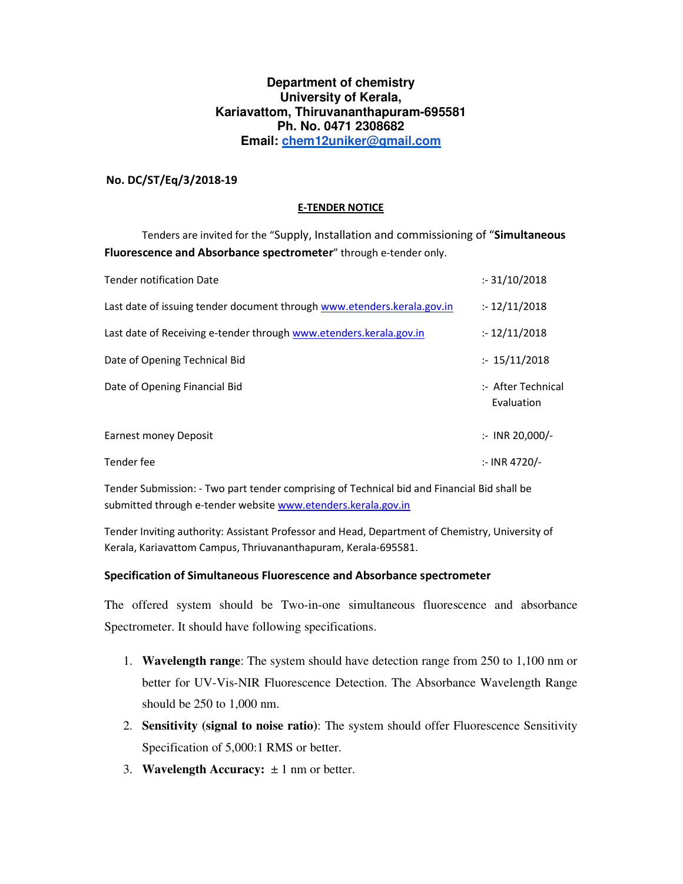**Department of chemistry**
**University of Kerala,**
**Kariavattom, Thiruvananthapuram-695581**
**Ph. No. 0471 2308682**
**Email: chem12uniker@gmail.com**

**No. DC/ST/Eq/3/2018-19**

**E-TENDER NOTICE**

Tenders are invited for the "Supply, Installation and commissioning of "**Simultaneous Fluorescence and Absorbance spectrometer**" through e-tender only.

| | |
|---|---|
| Tender notification Date | :- 31/10/2018 |
| Last date of issuing tender document through www.etenders.kerala.gov.in | :- 12/11/2018 |
| Last date of Receiving e-tender through www.etenders.kerala.gov.in | :- 12/11/2018 |
| Date of Opening Technical Bid | :- 15/11/2018 |
| Date of Opening Financial Bid | :- After Technical Evaluation |
| Earnest money Deposit | :- INR 20,000/- |
| Tender fee | :- INR 4720/- |

Tender Submission: - Two part tender comprising of Technical bid and Financial Bid shall be submitted through e-tender website www.etenders.kerala.gov.in

Tender Inviting authority: Assistant Professor and Head, Department of Chemistry, University of Kerala, Kariavattom Campus, Thriuvananthapuram, Kerala-695581.

**Specification of Simultaneous Fluorescence and Absorbance spectrometer**

The offered system should be Two-in-one simultaneous fluorescence and absorbance Spectrometer. It should have following specifications.

1. **Wavelength range**: The system should have detection range from 250 to 1,100 nm or better for UV-Vis-NIR Fluorescence Detection. The Absorbance Wavelength Range should be 250 to 1,000 nm.
2. **Sensitivity (signal to noise ratio)**: The system should offer Fluorescence Sensitivity Specification of 5,000:1 RMS or better.
3. **Wavelength Accuracy:** ± 1 nm or better.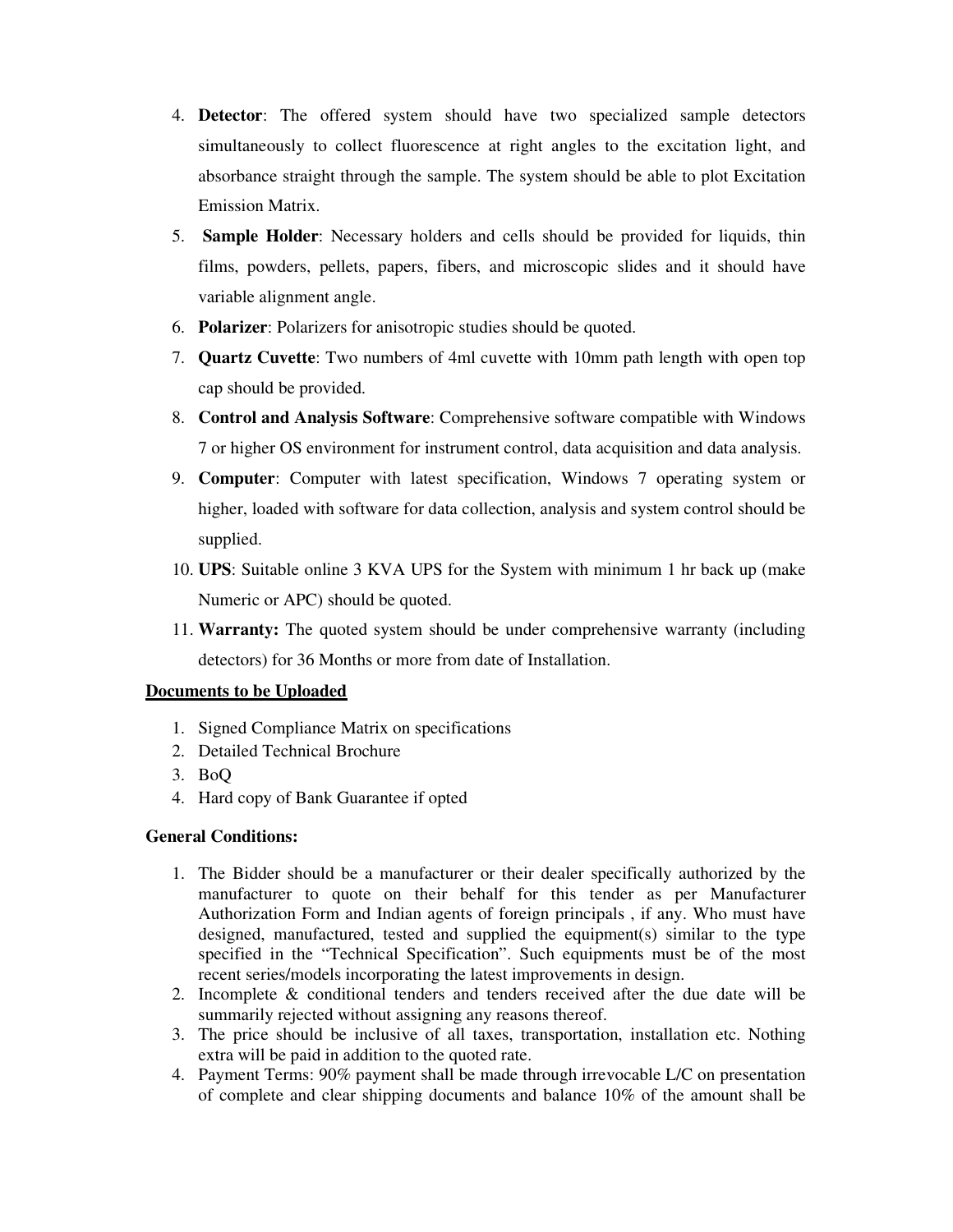4. **Detector**: The offered system should have two specialized sample detectors simultaneously to collect fluorescence at right angles to the excitation light, and absorbance straight through the sample. The system should be able to plot Excitation Emission Matrix.
5. **Sample Holder**: Necessary holders and cells should be provided for liquids, thin films, powders, pellets, papers, fibers, and microscopic slides and it should have variable alignment angle.
6. **Polarizer**: Polarizers for anisotropic studies should be quoted.
7. **Quartz Cuvette**: Two numbers of 4ml cuvette with 10mm path length with open top cap should be provided.
8. **Control and Analysis Software**: Comprehensive software compatible with Windows 7 or higher OS environment for instrument control, data acquisition and data analysis.
9. **Computer**: Computer with latest specification, Windows 7 operating system or higher, loaded with software for data collection, analysis and system control should be supplied.
10. **UPS**: Suitable online 3 KVA UPS for the System with minimum 1 hr back up (make Numeric or APC) should be quoted.
11. **Warranty:** The quoted system should be under comprehensive warranty (including detectors) for 36 Months or more from date of Installation.

**<u>Documents to be Uploaded</u>**

1. Signed Compliance Matrix on specifications
2. Detailed Technical Brochure
3. BoQ
4. Hard copy of Bank Guarantee if opted

**General Conditions:**

1. The Bidder should be a manufacturer or their dealer specifically authorized by the manufacturer to quote on their behalf for this tender as per Manufacturer Authorization Form and Indian agents of foreign principals , if any. Who must have designed, manufactured, tested and supplied the equipment(s) similar to the type specified in the "Technical Specification". Such equipments must be of the most recent series/models incorporating the latest improvements in design.
2. Incomplete & conditional tenders and tenders received after the due date will be summarily rejected without assigning any reasons thereof.
3. The price should be inclusive of all taxes, transportation, installation etc. Nothing extra will be paid in addition to the quoted rate.
4. Payment Terms: 90% payment shall be made through irrevocable L/C on presentation of complete and clear shipping documents and balance 10% of the amount shall be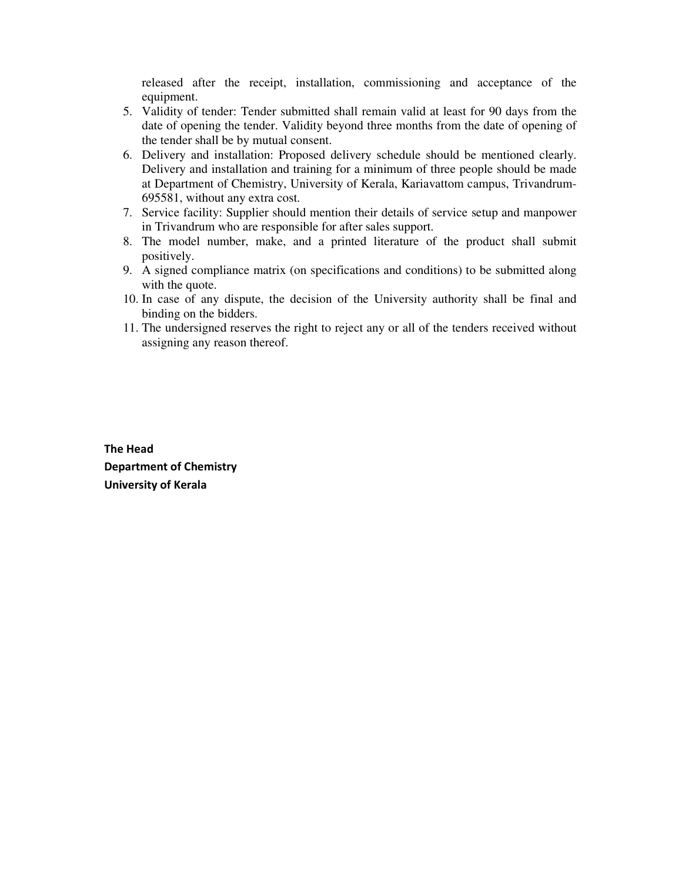released after the receipt, installation, commissioning and acceptance of the equipment.

5. Validity of tender: Tender submitted shall remain valid at least for 90 days from the date of opening the tender. Validity beyond three months from the date of opening of the tender shall be by mutual consent.
6. Delivery and installation: Proposed delivery schedule should be mentioned clearly. Delivery and installation and training for a minimum of three people should be made at Department of Chemistry, University of Kerala, Kariavattom campus, Trivandrum-695581, without any extra cost.
7. Service facility: Supplier should mention their details of service setup and manpower in Trivandrum who are responsible for after sales support.
8. The model number, make, and a printed literature of the product shall submit positively.
9. A signed compliance matrix (on specifications and conditions) to be submitted along with the quote.
10. In case of any dispute, the decision of the University authority shall be final and binding on the bidders.
11. The undersigned reserves the right to reject any or all of the tenders received without assigning any reason thereof.

**The Head**
**Department of Chemistry**
**University of Kerala**